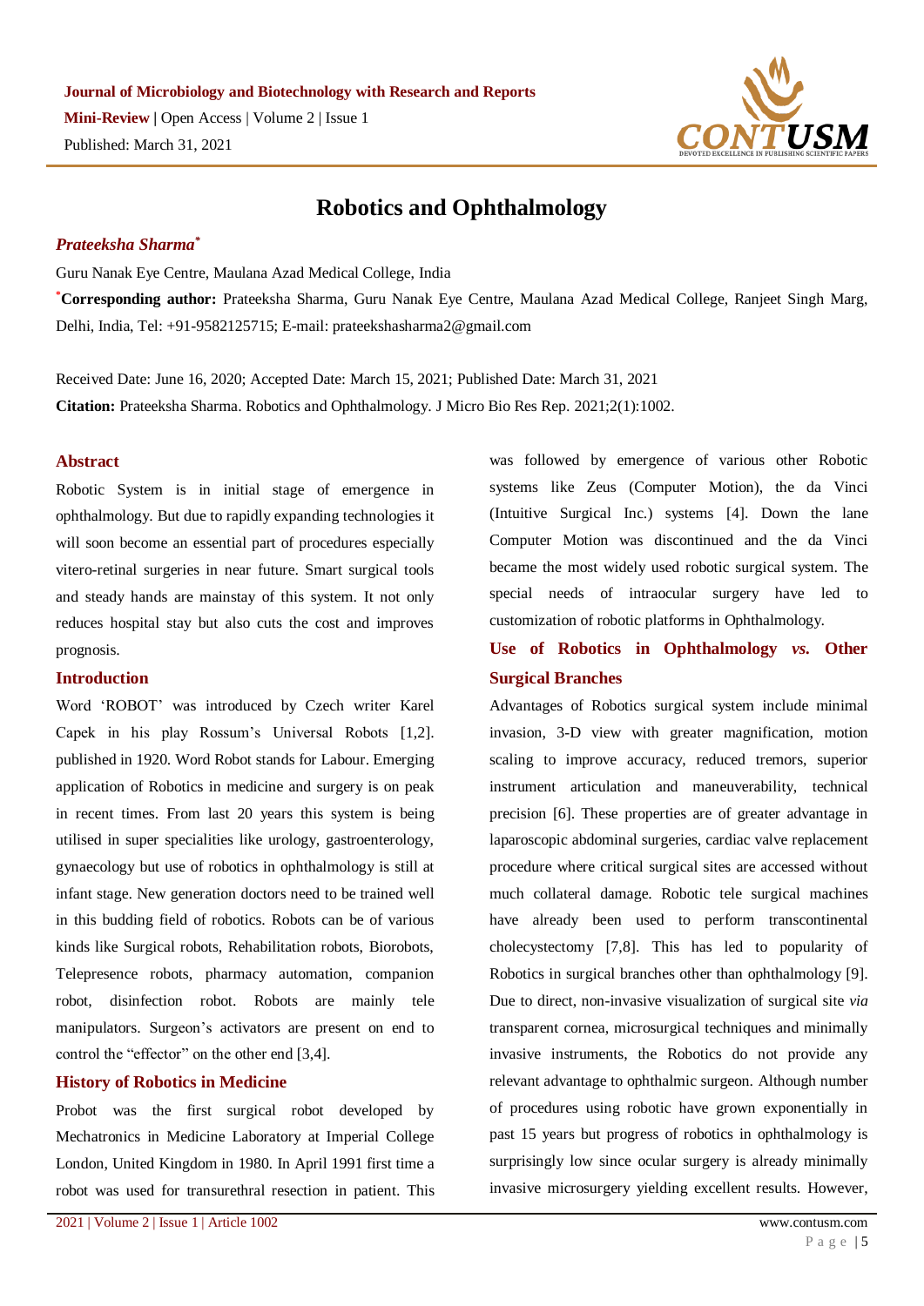**Journal of Microbiology and Biotechnology with Research and Reports**

**Mini-Review** | Open Access | Volume 2 | Issue 1

Published: March 31, 2021

# Robotics and Ophthalmology

***Prateeksha Sharma*** [*]

Guru Nanak Eye Centre, Maulana Azad Medical College, India

[*]**Corresponding author:** Prateeksha Sharma, Guru Nanak Eye Centre, Maulana Azad Medical College, Ranjeet Singh Marg, Delhi, India, Tel: +91-9582125715; E-mail: prateekshasharma2@gmail.com

Received Date: June 16, 2020; Accepted Date: March 15, 2021; Published Date: March 31, 2021

**Citation:** Prateeksha Sharma. Robotics and Ophthalmology. J Micro Bio Res Rep. 2021;2(1):1002.

## Abstract

Robotic System is in initial stage of emergence in ophthalmology. But due to rapidly expanding technologies it will soon become an essential part of procedures especially vitero-retinal surgeries in near future. Smart surgical tools and steady hands are mainstay of this system. It not only reduces hospital stay but also cuts the cost and improves prognosis.

## Introduction

Word 'ROBOT' was introduced by Czech writer Karel Capek in his play Rossum's Universal Robots [1,2]. published in 1920. Word Robot stands for Labour. Emerging application of Robotics in medicine and surgery is on peak in recent times. From last 20 years this system is being utilised in super specialities like urology, gastroenterology, gynaecology but use of robotics in ophthalmology is still at infant stage. New generation doctors need to be trained well in this budding field of robotics. Robots can be of various kinds like Surgical robots, Rehabilitation robots, Biorobots, Telepresence robots, pharmacy automation, companion robot, disinfection robot. Robots are mainly tele manipulators. Surgeon's activators are present on end to control the "effector" on the other end [3,4].

## History of Robotics in Medicine

Probot was the first surgical robot developed by Mechatronics in Medicine Laboratory at Imperial College London, United Kingdom in 1980. In April 1991 first time a robot was used for transurethral resection in patient. This was followed by emergence of various other Robotic systems like Zeus (Computer Motion), the da Vinci (Intuitive Surgical Inc.) systems [4]. Down the lane Computer Motion was discontinued and the da Vinci became the most widely used robotic surgical system. The special needs of intraocular surgery have led to customization of robotic platforms in Ophthalmology.

## Use of Robotics in Ophthalmology *vs.* Other Surgical Branches

Advantages of Robotics surgical system include minimal invasion, 3-D view with greater magnification, motion scaling to improve accuracy, reduced tremors, superior instrument articulation and maneuverability, technical precision [6]. These properties are of greater advantage in laparoscopic abdominal surgeries, cardiac valve replacement procedure where critical surgical sites are accessed without much collateral damage. Robotic tele surgical machines have already been used to perform transcontinental cholecystectomy [7,8]. This has led to popularity of Robotics in surgical branches other than ophthalmology [9]. Due to direct, non-invasive visualization of surgical site *via* transparent cornea, microsurgical techniques and minimally invasive instruments, the Robotics do not provide any relevant advantage to ophthalmic surgeon. Although number of procedures using robotic have grown exponentially in past 15 years but progress of robotics in ophthalmology is surprisingly low since ocular surgery is already minimally invasive microsurgery yielding excellent results. However,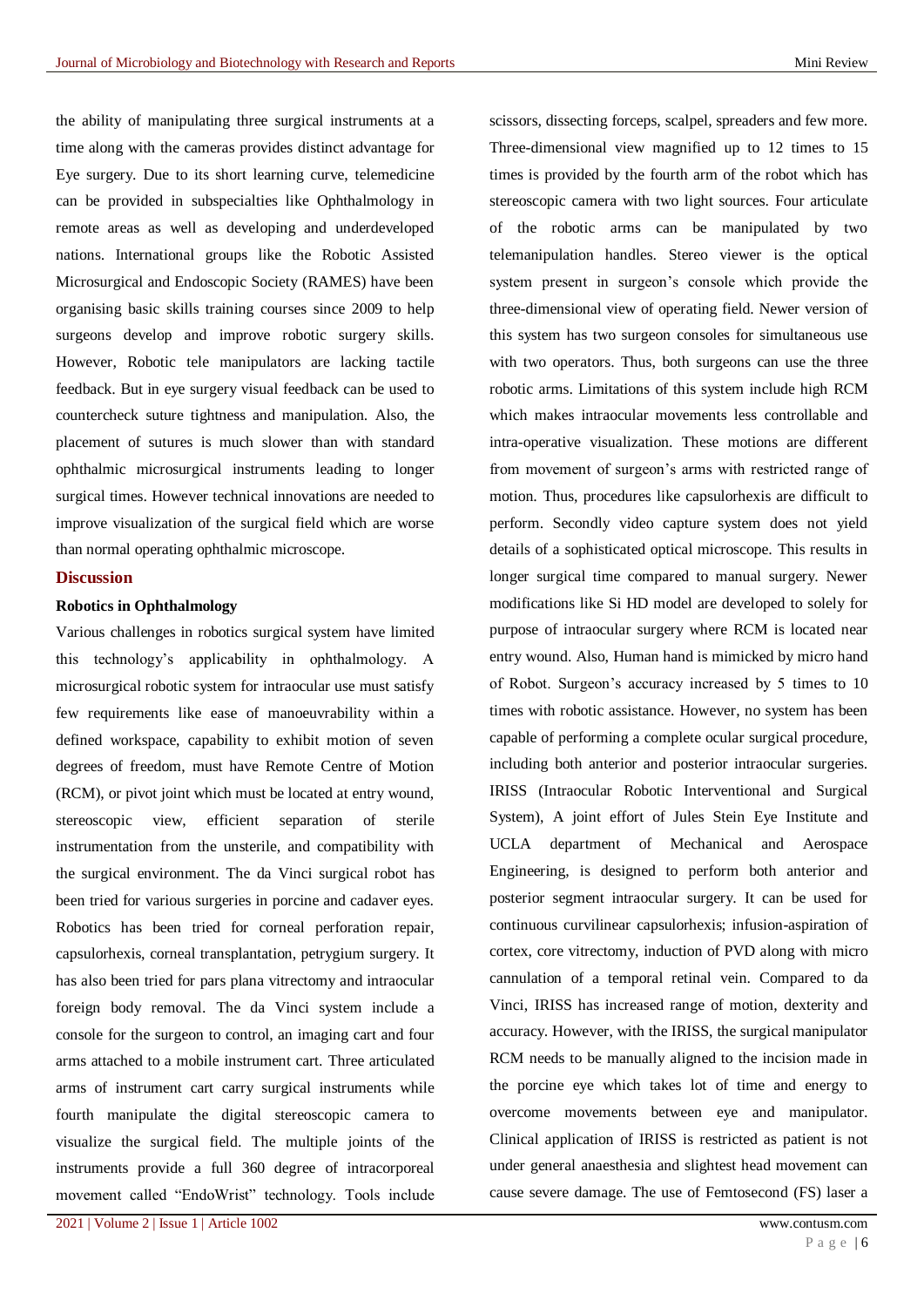the ability of manipulating three surgical instruments at a time along with the cameras provides distinct advantage for Eye surgery. Due to its short learning curve, telemedicine can be provided in subspecialties like Ophthalmology in remote areas as well as developing and underdeveloped nations. International groups like the Robotic Assisted Microsurgical and Endoscopic Society (RAMES) have been organising basic skills training courses since 2009 to help surgeons develop and improve robotic surgery skills. However, Robotic tele manipulators are lacking tactile feedback. But in eye surgery visual feedback can be used to countercheck suture tightness and manipulation. Also, the placement of sutures is much slower than with standard ophthalmic microsurgical instruments leading to longer surgical times. However technical innovations are needed to improve visualization of the surgical field which are worse than normal operating ophthalmic microscope.

## Discussion

### Robotics in Ophthalmology

Various challenges in robotics surgical system have limited this technology's applicability in ophthalmology. A microsurgical robotic system for intraocular use must satisfy few requirements like ease of manoeuvrability within a defined workspace, capability to exhibit motion of seven degrees of freedom, must have Remote Centre of Motion (RCM), or pivot joint which must be located at entry wound, stereoscopic view, efficient separation of sterile instrumentation from the unsterile, and compatibility with the surgical environment. The da Vinci surgical robot has been tried for various surgeries in porcine and cadaver eyes. Robotics has been tried for corneal perforation repair, capsulorhexis, corneal transplantation, petrygium surgery. It has also been tried for pars plana vitrectomy and intraocular foreign body removal. The da Vinci system include a console for the surgeon to control, an imaging cart and four arms attached to a mobile instrument cart. Three articulated arms of instrument cart carry surgical instruments while fourth manipulate the digital stereoscopic camera to visualize the surgical field. The multiple joints of the instruments provide a full 360 degree of intracorporeal movement called "EndoWrist" technology. Tools include scissors, dissecting forceps, scalpel, spreaders and few more. Three-dimensional view magnified up to 12 times to 15 times is provided by the fourth arm of the robot which has stereoscopic camera with two light sources. Four articulate of the robotic arms can be manipulated by two telemanipulation handles. Stereo viewer is the optical system present in surgeon's console which provide the three-dimensional view of operating field. Newer version of this system has two surgeon consoles for simultaneous use with two operators. Thus, both surgeons can use the three robotic arms. Limitations of this system include high RCM which makes intraocular movements less controllable and intra-operative visualization. These motions are different from movement of surgeon's arms with restricted range of motion. Thus, procedures like capsulorhexis are difficult to perform. Secondly video capture system does not yield details of a sophisticated optical microscope. This results in longer surgical time compared to manual surgery. Newer modifications like Si HD model are developed to solely for purpose of intraocular surgery where RCM is located near entry wound. Also, Human hand is mimicked by micro hand of Robot. Surgeon's accuracy increased by 5 times to 10 times with robotic assistance. However, no system has been capable of performing a complete ocular surgical procedure, including both anterior and posterior intraocular surgeries. IRISS (Intraocular Robotic Interventional and Surgical System), A joint effort of Jules Stein Eye Institute and UCLA department of Mechanical and Aerospace Engineering, is designed to perform both anterior and posterior segment intraocular surgery. It can be used for continuous curvilinear capsulorhexis; infusion-aspiration of cortex, core vitrectomy, induction of PVD along with micro cannulation of a temporal retinal vein. Compared to da Vinci, IRISS has increased range of motion, dexterity and accuracy. However, with the IRISS, the surgical manipulator RCM needs to be manually aligned to the incision made in the porcine eye which takes lot of time and energy to overcome movements between eye and manipulator. Clinical application of IRISS is restricted as patient is not under general anaesthesia and slightest head movement can cause severe damage. The use of Femtosecond (FS) laser a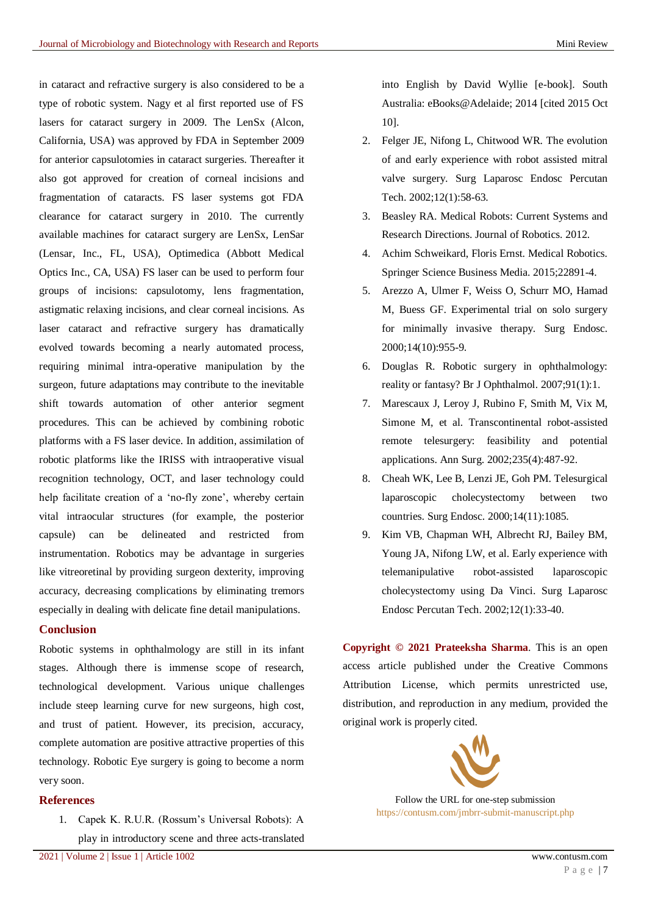in cataract and refractive surgery is also considered to be a type of robotic system. Nagy et al first reported use of FS lasers for cataract surgery in 2009. The LenSx (Alcon, California, USA) was approved by FDA in September 2009 for anterior capsulotomies in cataract surgeries. Thereafter it also got approved for creation of corneal incisions and fragmentation of cataracts. FS laser systems got FDA clearance for cataract surgery in 2010. The currently available machines for cataract surgery are LenSx, LenSar (Lensar, Inc., FL, USA), Optimedica (Abbott Medical Optics Inc., CA, USA) FS laser can be used to perform four groups of incisions: capsulotomy, lens fragmentation, astigmatic relaxing incisions, and clear corneal incisions. As laser cataract and refractive surgery has dramatically evolved towards becoming a nearly automated process, requiring minimal intra-operative manipulation by the surgeon, future adaptations may contribute to the inevitable shift towards automation of other anterior segment procedures. This can be achieved by combining robotic platforms with a FS laser device. In addition, assimilation of robotic platforms like the IRISS with intraoperative visual recognition technology, OCT, and laser technology could help facilitate creation of a 'no-fly zone', whereby certain vital intraocular structures (for example, the posterior capsule) can be delineated and restricted from instrumentation. Robotics may be advantage in surgeries like vitreoretinal by providing surgeon dexterity, improving accuracy, decreasing complications by eliminating tremors especially in dealing with delicate fine detail manipulations.

## Conclusion

Robotic systems in ophthalmology are still in its infant stages. Although there is immense scope of research, technological development. Various unique challenges include steep learning curve for new surgeons, high cost, and trust of patient. However, its precision, accuracy, complete automation are positive attractive properties of this technology. Robotic Eye surgery is going to become a norm very soon.

## References

1. Capek K. R.U.R. (Rossum's Universal Robots): A play in introductory scene and three acts-translated into English by David Wyllie [e-book]. South Australia: eBooks@Adelaide; 2014 [cited 2015 Oct 10].
2. Felger JE, Nifong L, Chitwood WR. The evolution of and early experience with robot assisted mitral valve surgery. Surg Laparosc Endosc Percutan Tech. 2002;12(1):58-63.
3. Beasley RA. Medical Robots: Current Systems and Research Directions. Journal of Robotics. 2012.
4. Achim Schweikard, Floris Ernst. Medical Robotics. Springer Science Business Media. 2015;22891-4.
5. Arezzo A, Ulmer F, Weiss O, Schurr MO, Hamad M, Buess GF. Experimental trial on solo surgery for minimally invasive therapy. Surg Endosc. 2000;14(10):955-9.
6. Douglas R. Robotic surgery in ophthalmology: reality or fantasy? Br J Ophthalmol. 2007;91(1):1.
7. Marescaux J, Leroy J, Rubino F, Smith M, Vix M, Simone M, et al. Transcontinental robot-assisted remote telesurgery: feasibility and potential applications. Ann Surg. 2002;235(4):487-92.
8. Cheah WK, Lee B, Lenzi JE, Goh PM. Telesurgical laparoscopic cholecystectomy between two countries. Surg Endosc. 2000;14(11):1085.
9. Kim VB, Chapman WH, Albrecht RJ, Bailey BM, Young JA, Nifong LW, et al. Early experience with telemanipulative robot-assisted laparoscopic cholecystectomy using Da Vinci. Surg Laparosc Endosc Percutan Tech. 2002;12(1):33-40.

**Copyright © 2021 Prateeksha Sharma**. This is an open access article published under the Creative Commons Attribution License, which permits unrestricted use, distribution, and reproduction in any medium, provided the original work is properly cited.

Follow the URL for one-step submission
https://contusm.com/jmbrr-submit-manuscript.php